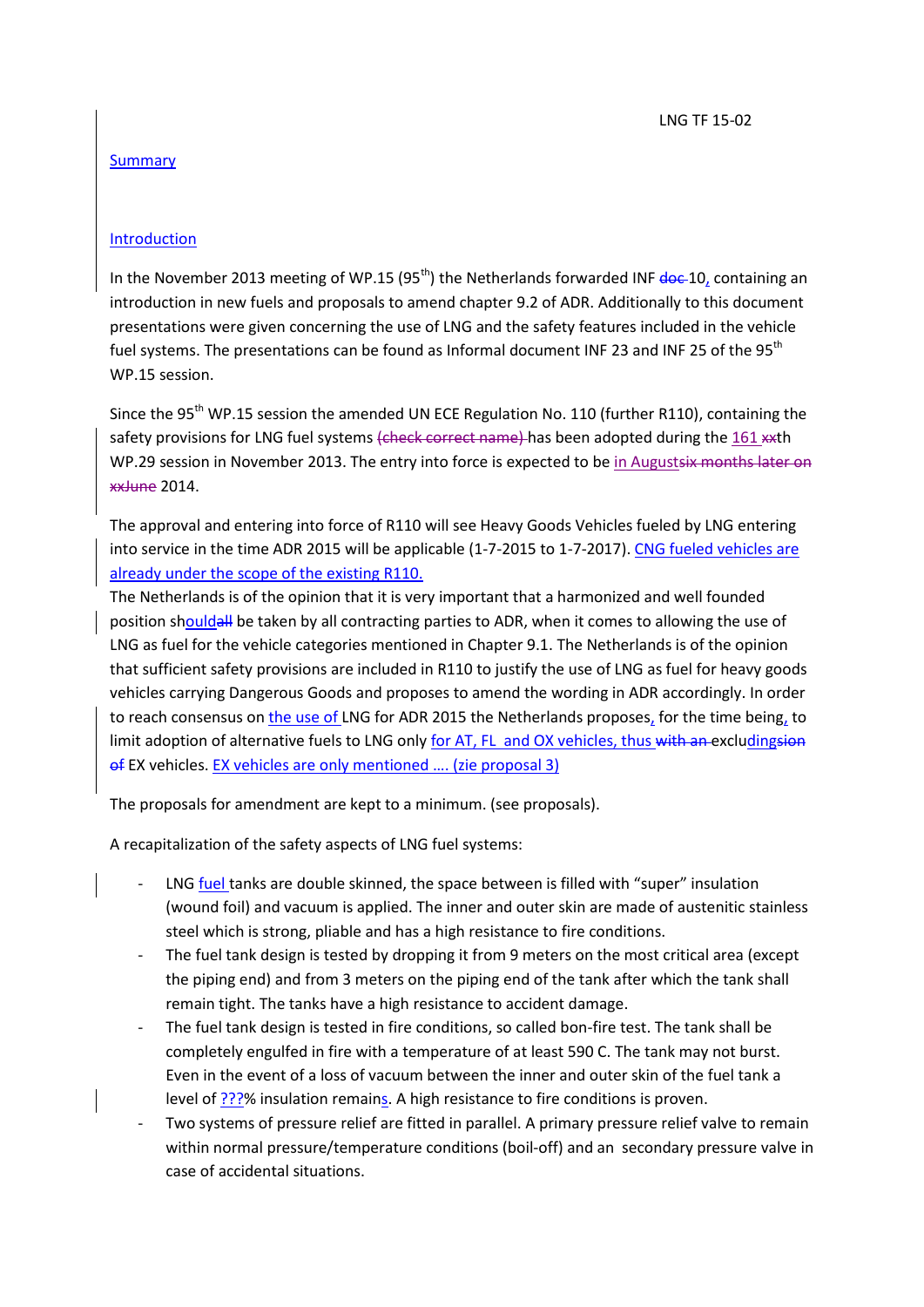LNG TF 15-02

Summary

Introduction

In the November 2013 meeting of WP.15 (95th) the Netherlands forwarded INF ~~doc~~ 10, containing an introduction in new fuels and proposals to amend chapter 9.2 of ADR. Additionally to this document presentations were given concerning the use of LNG and the safety features included in the vehicle fuel systems. The presentations can be found as Informal document INF 23 and INF 25 of the 95th WP.15 session.

Since the 95th WP.15 session the amended UN ECE Regulation No. 110 (further R110), containing the safety provisions for LNG fuel systems ~~(check correct name)~~ has been adopted during the 161 ~~xx~~th WP.29 session in November 2013. The entry into force is expected to be in August~~six months later on xxJune~~ 2014.

The approval and entering into force of R110 will see Heavy Goods Vehicles fueled by LNG entering into service in the time ADR 2015 will be applicable (1-7-2015 to 1-7-2017). CNG fueled vehicles are already under the scope of the existing R110.

The Netherlands is of the opinion that it is very important that a harmonized and well founded position should~~all~~ be taken by all contracting parties to ADR, when it comes to allowing the use of LNG as fuel for the vehicle categories mentioned in Chapter 9.1. The Netherlands is of the opinion that sufficient safety provisions are included in R110 to justify the use of LNG as fuel for heavy goods vehicles carrying Dangerous Goods and proposes to amend the wording in ADR accordingly. In order to reach consensus on the use of LNG for ADR 2015 the Netherlands proposes, for the time being, to limit adoption of alternative fuels to LNG only for AT, FL and OX vehicles, thus ~~with an~~ excluding~~sion of~~ EX vehicles. EX vehicles are only mentioned …. (zie proposal 3)

The proposals for amendment are kept to a minimum. (see proposals).

A recapitalization of the safety aspects of LNG fuel systems:

- LNG fuel tanks are double skinned, the space between is filled with "super" insulation (wound foil) and vacuum is applied. The inner and outer skin are made of austenitic stainless steel which is strong, pliable and has a high resistance to fire conditions.
- The fuel tank design is tested by dropping it from 9 meters on the most critical area (except the piping end) and from 3 meters on the piping end of the tank after which the tank shall remain tight. The tanks have a high resistance to accident damage.
- The fuel tank design is tested in fire conditions, so called bon-fire test. The tank shall be completely engulfed in fire with a temperature of at least 590 C. The tank may not burst. Even in the event of a loss of vacuum between the inner and outer skin of the fuel tank a level of ???% insulation remains. A high resistance to fire conditions is proven.
- Two systems of pressure relief are fitted in parallel. A primary pressure relief valve to remain within normal pressure/temperature conditions (boil-off) and an secondary pressure valve in case of accidental situations.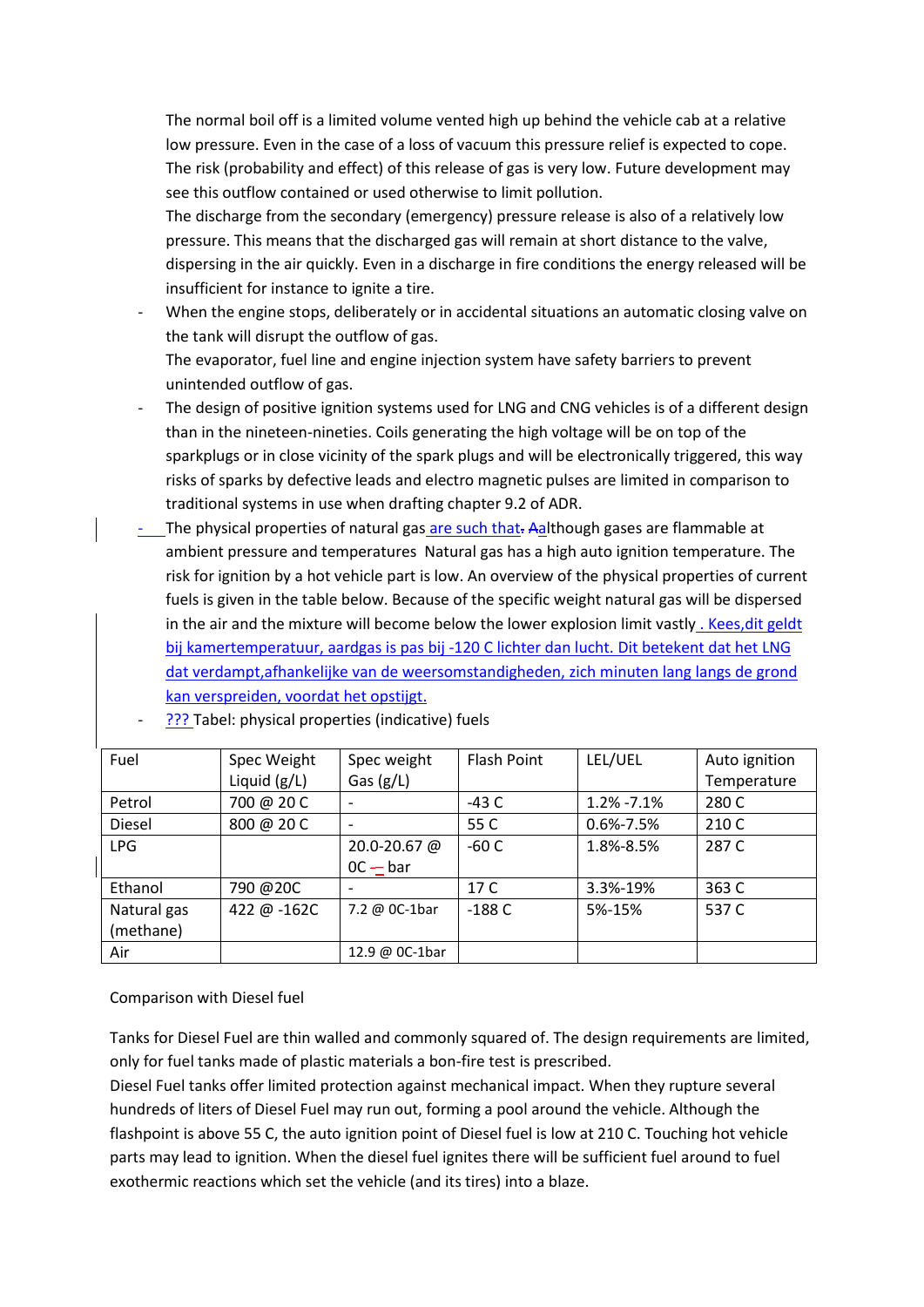The normal boil off is a limited volume vented high up behind the vehicle cab at a relative low pressure. Even in the case of a loss of vacuum this pressure relief is expected to cope. The risk (probability and effect) of this release of gas is very low. Future development may see this outflow contained or used otherwise to limit pollution.
The discharge from the secondary (emergency) pressure release is also of a relatively low pressure. This means that the discharged gas will remain at short distance to the valve, dispersing in the air quickly. Even in a discharge in fire conditions the energy released will be insufficient for instance to ignite a tire.

- When the engine stops, deliberately or in accidental situations an automatic closing valve on the tank will disrupt the outflow of gas.
  The evaporator, fuel line and engine injection system have safety barriers to prevent unintended outflow of gas.
- The design of positive ignition systems used for LNG and CNG vehicles is of a different design than in the nineteen-nineties. Coils generating the high voltage will be on top of the sparkplugs or in close vicinity of the spark plugs and will be electronically triggered, this way risks of sparks by defective leads and electro magnetic pulses are limited in comparison to traditional systems in use when drafting chapter 9.2 of ADR.
- The physical properties of natural gas are such that. Aalthough gases are flammable at ambient pressure and temperatures Natural gas has a high auto ignition temperature. The risk for ignition by a hot vehicle part is low. An overview of the physical properties of current fuels is given in the table below. Because of the specific weight natural gas will be dispersed in the air and the mixture will become below the lower explosion limit vastly . Kees,dit geldt bij kamertemperatuur, aardgas is pas bij -120 C lichter dan lucht. Dit betekent dat het LNG dat verdampt,afhankelijke van de weersomstandigheden, zich minuten lang langs de grond kan verspreiden, voordat het opstijgt.
- ??? Tabel: physical properties (indicative) fuels

| Fuel | Spec Weight Liquid (g/L) | Spec weight Gas (g/L) | Flash Point | LEL/UEL | Auto ignition Temperature |
|---|---|---|---|---|---|
| Petrol | 700 @ 20 C | - | -43 C | 1.2% -7.1% | 280 C |
| Diesel | 800 @ 20 C | - | 55 C | 0.6%-7.5% | 210 C |
| LPG | | 20.0-20.67 @ 0C -- bar | -60 C | 1.8%-8.5% | 287 C |
| Ethanol | 790 @20C | - | 17 C | 3.3%-19% | 363 C |
| Natural gas (methane) | 422 @ -162C | 7.2 @ 0C-1bar | -188 C | 5%-15% | 537 C |
| Air | | 12.9 @ 0C-1bar | | | |

Comparison with Diesel fuel

Tanks for Diesel Fuel are thin walled and commonly squared of. The design requirements are limited, only for fuel tanks made of plastic materials a bon-fire test is prescribed.
Diesel Fuel tanks offer limited protection against mechanical impact. When they rupture several hundreds of liters of Diesel Fuel may run out, forming a pool around the vehicle. Although the flashpoint is above 55 C, the auto ignition point of Diesel fuel is low at 210 C. Touching hot vehicle parts may lead to ignition. When the diesel fuel ignites there will be sufficient fuel around to fuel exothermic reactions which set the vehicle (and its tires) into a blaze.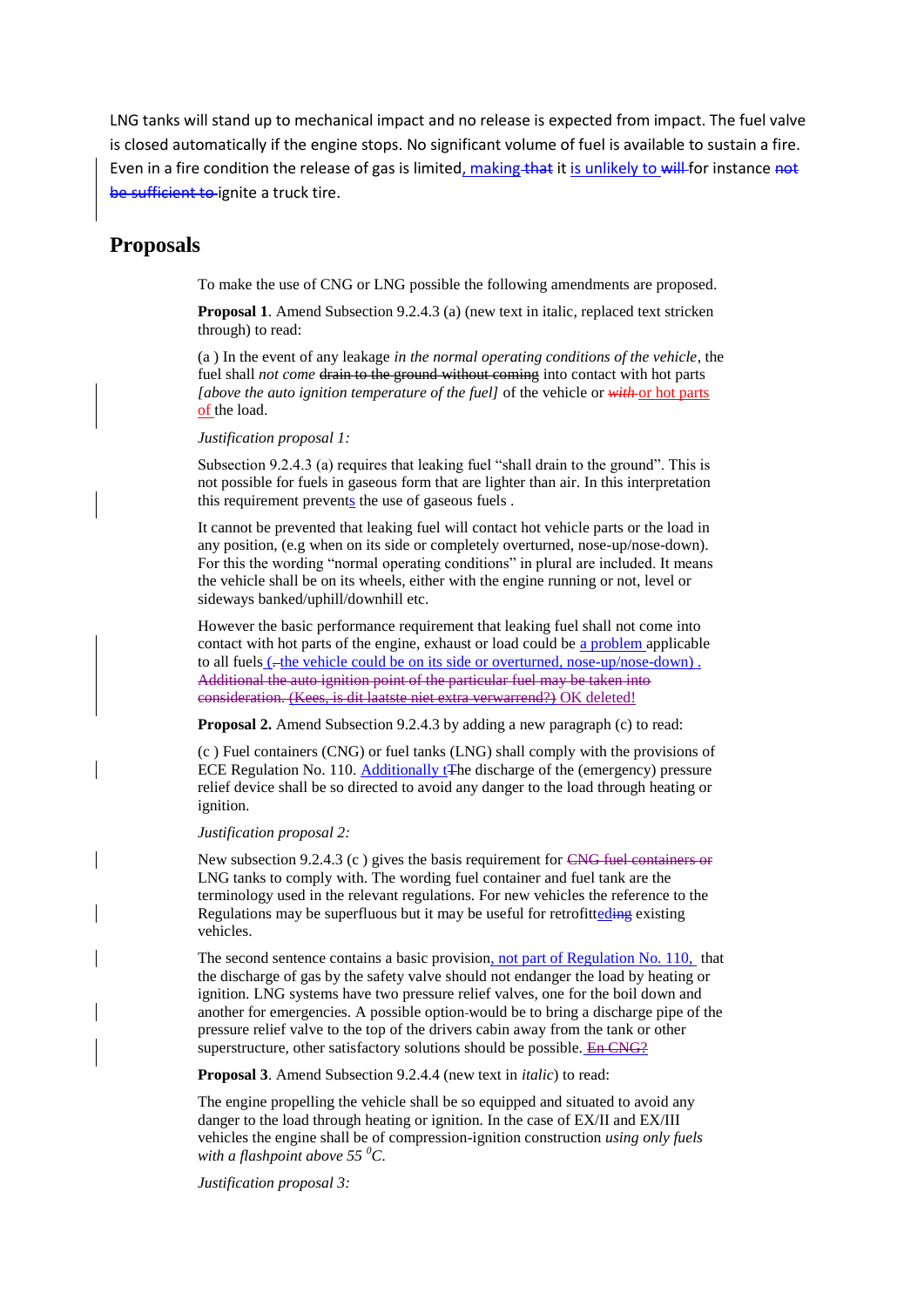LNG tanks will stand up to mechanical impact and no release is expected from impact. The fuel valve is closed automatically if the engine stops. No significant volume of fuel is available to sustain a fire. Even in a fire condition the release of gas is limited, making ~~that~~ it is unlikely to ~~will~~ for instance ~~not be sufficient to~~ ignite a truck tire.

## Proposals

To make the use of CNG or LNG possible the following amendments are proposed.

**Proposal 1**. Amend Subsection 9.2.4.3 (a) (new text in italic, replaced text stricken through) to read:

(a ) In the event of any leakage *in the normal operating conditions of the vehicle*, the fuel shall *not come* ~~drain to the ground without coming~~ into contact with hot parts *[above the auto ignition temperature of the fuel]* of the vehicle or ~~*with*~~ or hot parts of the load.

*Justification proposal 1:*

Subsection 9.2.4.3 (a) requires that leaking fuel "shall drain to the ground". This is not possible for fuels in gaseous form that are lighter than air. In this interpretation this requirement prevents the use of gaseous fuels .

It cannot be prevented that leaking fuel will contact hot vehicle parts or the load in any position, (e.g when on its side or completely overturned, nose-up/nose-down). For this the wording "normal operating conditions" in plural are included. It means the vehicle shall be on its wheels, either with the engine running or not, level or sideways banked/uphill/downhill etc.

However the basic performance requirement that leaking fuel shall not come into contact with hot parts of the engine, exhaust or load could be a problem applicable to all fuels (~~.~~the vehicle could be on its side or overturned, nose-up/nose-down) . ~~Additional the auto ignition point of the particular fuel may be taken into consideration. (Kees, is dit laatste niet extra verwarrend?)~~ OK deleted!

**Proposal 2.** Amend Subsection 9.2.4.3 by adding a new paragraph (c) to read:

(c ) Fuel containers (CNG) or fuel tanks (LNG) shall comply with the provisions of ECE Regulation No. 110. Additionally t~~T~~he discharge of the (emergency) pressure relief device shall be so directed to avoid any danger to the load through heating or ignition.

*Justification proposal 2:*

New subsection 9.2.4.3 (c ) gives the basis requirement for ~~CNG fuel containers or~~ LNG tanks to comply with. The wording fuel container and fuel tank are the terminology used in the relevant regulations. For new vehicles the reference to the Regulations may be superfluous but it may be useful for retrofitted~~ing~~ existing vehicles.

The second sentence contains a basic provision, not part of Regulation No. 110,  that the discharge of gas by the safety valve should not endanger the load by heating or ignition. LNG systems have two pressure relief valves, one for the boil down and another for emergencies. A possible option would be to bring a discharge pipe of the pressure relief valve to the top of the drivers cabin away from the tank or other superstructure, other satisfactory solutions should be possible. ~~En CNG?~~

**Proposal 3**. Amend Subsection 9.2.4.4 (new text in *italic*) to read:

The engine propelling the vehicle shall be so equipped and situated to avoid any danger to the load through heating or ignition. In the case of EX/II and EX/III vehicles the engine shall be of compression-ignition construction *using only fuels with a flashpoint above 55 $^{0}$C.*

*Justification proposal 3:*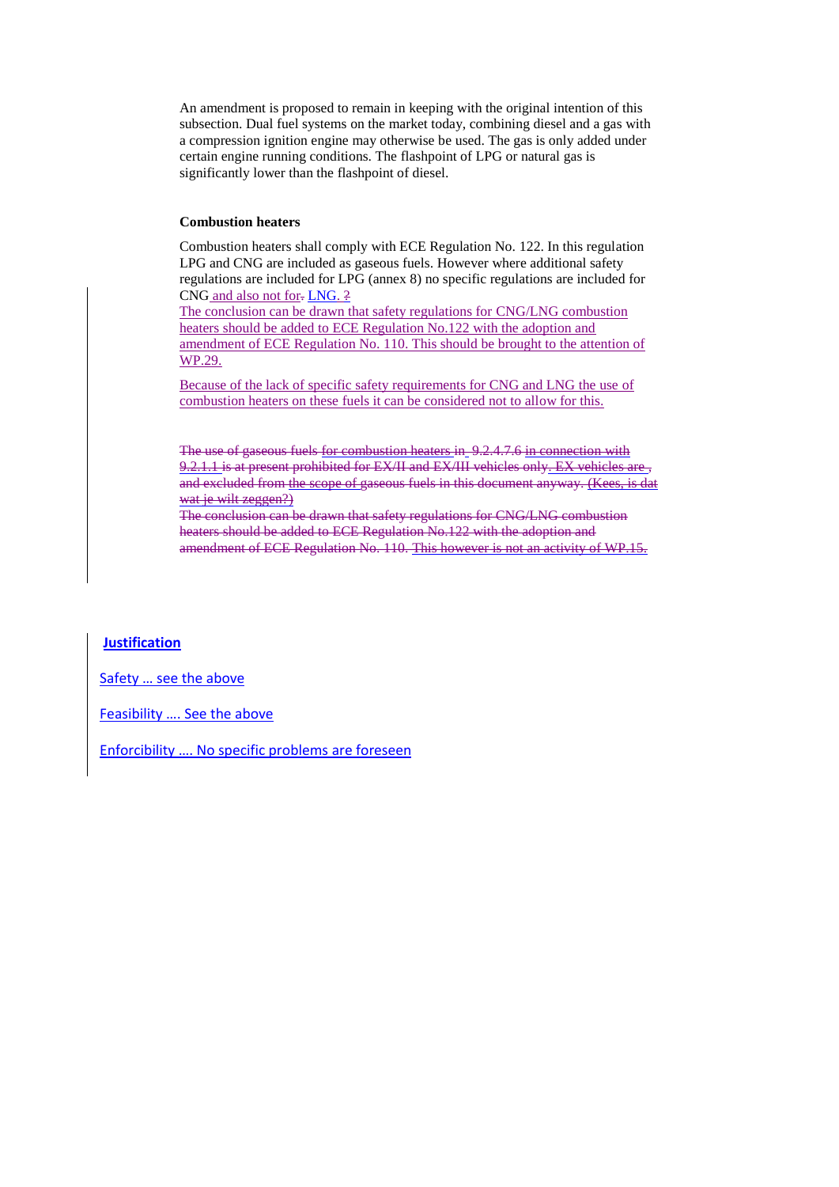An amendment is proposed to remain in keeping with the original intention of this subsection. Dual fuel systems on the market today, combining diesel and a gas with a compression ignition engine may otherwise be used. The gas is only added under certain engine running conditions. The flashpoint of LPG or natural gas is significantly lower than the flashpoint of diesel.

**Combustion heaters**

Combustion heaters shall comply with ECE Regulation No. 122. In this regulation LPG and CNG are included as gaseous fuels. However where additional safety regulations are included for LPG (annex 8) no specific regulations are included for CNG and also not for. LNG. ?

The conclusion can be drawn that safety regulations for CNG/LNG combustion heaters should be added to ECE Regulation No.122 with the adoption and amendment of ECE Regulation No. 110. This should be brought to the attention of WP.29.

Because of the lack of specific safety requirements for CNG and LNG the use of combustion heaters on these fuels it can be considered not to allow for this.

~~The use of gaseous fuels for combustion heaters in 9.2.4.7.6 in connection with 9.2.1.1 is at present prohibited for EX/II and EX/III vehicles only. EX vehicles are , and excluded from the scope of gaseous fuels in this document anyway. (Kees, is dat wat je wilt zeggen?)~~

~~The conclusion can be drawn that safety regulations for CNG/LNG combustion heaters should be added to ECE Regulation No.122 with the adoption and amendment of ECE Regulation No. 110. This however is not an activity of WP.15.~~

**Justification**

Safety … see the above

Feasibility …. See the above

Enforcibility …. No specific problems are foreseen